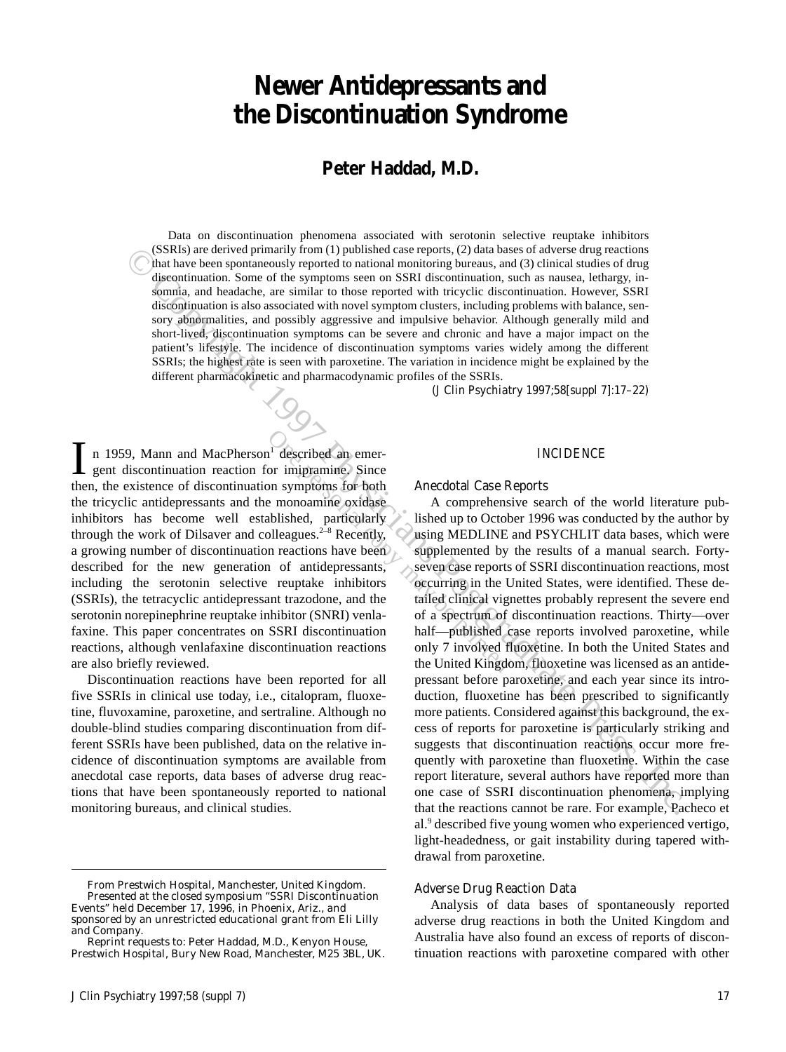# Newer Antidepressants and the Discontinuation Syndrome

## Peter Haddad, M.D.

Data on discontinuation phenomena associated with serotonin selective reuptake inhibitors (SSRIs) are derived primarily from (1) published case reports, (2) data bases of adverse drug reactions that have been spontaneously reported to national monitoring bureaus, and (3) clinical studies of drug discontinuation. Some of the symptoms seen on SSRI discontinuation, such as nausea, lethargy, insomnia, and headache, are similar to those reported with tricyclic discontinuation. However, SSRI discontinuation is also associated with novel symptom clusters, including problems with balance, sensory abnormalities, and possibly aggressive and impulsive behavior. Although generally mild and short-lived, discontinuation symptoms can be severe and chronic and have a major impact on the patient's lifestyle. The incidence of discontinuation symptoms varies widely among the different SSRIs; the highest rate is seen with paroxetine. The variation in incidence might be explained by the different pharmacokinetic and pharmacodynamic profiles of the SSRIs.

*(J Clin Psychiatry 1997;58[suppl 7]:17–22)*

In 1959, Mann and MacPherson[1] described an emergent discontinuation reaction for imipramine. Since then, the existence of discontinuation symptoms for both the tricyclic antidepressants and the monoamine oxidase inhibitors has become well established, particularly through the work of Dilsaver and colleagues.[2–8] Recently, a growing number of discontinuation reactions have been described for the new generation of antidepressants, including the serotonin selective reuptake inhibitors (SSRIs), the tetracyclic antidepressant trazodone, and the serotonin norepinephrine reuptake inhibitor (SNRI) venlafaxine. This paper concentrates on SSRI discontinuation reactions, although venlafaxine discontinuation reactions are also briefly reviewed.

Discontinuation reactions have been reported for all five SSRIs in clinical use today, i.e., citalopram, fluoxetine, fluvoxamine, paroxetine, and sertraline. Although no double-blind studies comparing discontinuation from different SSRIs have been published, data on the relative incidence of discontinuation symptoms are available from anecdotal case reports, data bases of adverse drug reactions that have been spontaneously reported to national monitoring bureaus, and clinical studies.

From Prestwich Hospital, Manchester, United Kingdom.
Presented at the closed symposium "SSRI Discontinuation Events" held December 17, 1996, in Phoenix, Ariz., and sponsored by an unrestricted educational grant from Eli Lilly and Company.
Reprint requests to: Peter Haddad, M.D., Kenyon House, Prestwich Hospital, Bury New Road, Manchester, M25 3BL, UK.

## INCIDENCE

### Anecdotal Case Reports

A comprehensive search of the world literature published up to October 1996 was conducted by the author by using MEDLINE and PSYCHLIT data bases, which were supplemented by the results of a manual search. Forty-seven case reports of SSRI discontinuation reactions, most occurring in the United States, were identified. These detailed clinical vignettes probably represent the severe end of a spectrum of discontinuation reactions. Thirty—over half—published case reports involved paroxetine, while only 7 involved fluoxetine. In both the United States and the United Kingdom, fluoxetine was licensed as an antidepressant before paroxetine, and each year since its introduction, fluoxetine has been prescribed to significantly more patients. Considered against this background, the excess of reports for paroxetine is particularly striking and suggests that discontinuation reactions occur more frequently with paroxetine than fluoxetine. Within the case report literature, several authors have reported more than one case of SSRI discontinuation phenomena, implying that the reactions cannot be rare. For example, Pacheco et al.[9] described five young women who experienced vertigo, light-headedness, or gait instability during tapered withdrawal from paroxetine.

### Adverse Drug Reaction Data

Analysis of data bases of spontaneously reported adverse drug reactions in both the United Kingdom and Australia have also found an excess of reports of discontinuation reactions with paroxetine compared with other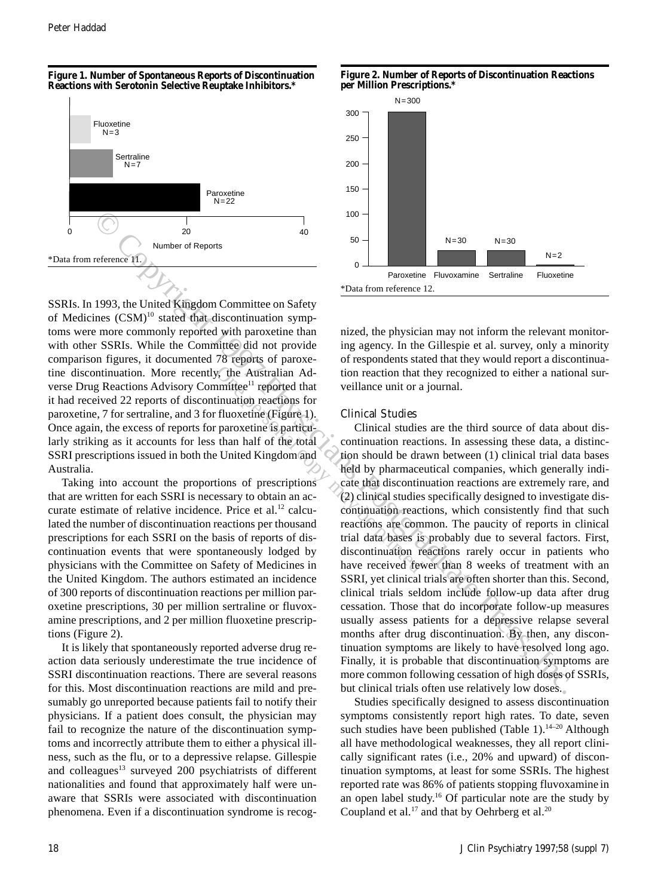**Figure 1. Number of Spontaneous Reports of Discontinuation Reactions with Serotonin Selective Reuptake Inhibitors.***

Fluoxetine N = 3

Sertraline N = 7

Paroxetine N = 22

Number of Reports

*Data from reference 11.

**Figure 2. Number of Reports of Discontinuation Reactions per Million Prescriptions.***

Paroxetine N = 300

Fluvoxamine N = 30

Sertraline N = 30

Fluoxetine N = 2

*Data from reference 12.

SSRIs. In 1993, the United Kingdom Committee on Safety of Medicines (CSM)[10] stated that discontinuation symptoms were more commonly reported with paroxetine than with other SSRIs. While the Committee did not provide comparison figures, it documented 78 reports of paroxetine discontinuation. More recently, the Australian Adverse Drug Reactions Advisory Committee[11] reported that it had received 22 reports of discontinuation reactions for paroxetine, 7 for sertraline, and 3 for fluoxetine (Figure 1). Once again, the excess of reports for paroxetine is particularly striking as it accounts for less than half of the total SSRI prescriptions issued in both the United Kingdom and Australia.

Taking into account the proportions of prescriptions that are written for each SSRI is necessary to obtain an accurate estimate of relative incidence. Price et al.[12] calculated the number of discontinuation reactions per thousand prescriptions for each SSRI on the basis of reports of discontinuation events that were spontaneously lodged by physicians with the Committee on Safety of Medicines in the United Kingdom. The authors estimated an incidence of 300 reports of discontinuation reactions per million paroxetine prescriptions, 30 per million sertraline or fluvoxamine prescriptions, and 2 per million fluoxetine prescriptions (Figure 2).

It is likely that spontaneously reported adverse drug reaction data seriously underestimate the true incidence of SSRI discontinuation reactions. There are several reasons for this. Most discontinuation reactions are mild and presumably go unreported because patients fail to notify their physicians. If a patient does consult, the physician may fail to recognize the nature of the discontinuation symptoms and incorrectly attribute them to either a physical illness, such as the flu, or to a depressive relapse. Gillespie and colleagues[13] surveyed 200 psychiatrists of different nationalities and found that approximately half were unaware that SSRIs were associated with discontinuation phenomena. Even if a discontinuation syndrome is recognized, the physician may not inform the relevant monitoring agency. In the Gillespie et al. survey, only a minority of respondents stated that they would report a discontinuation reaction that they recognized to either a national surveillance unit or a journal.

### Clinical Studies

Clinical studies are the third source of data about discontinuation reactions. In assessing these data, a distinction should be drawn between (1) clinical trial data bases held by pharmaceutical companies, which generally indicate that discontinuation reactions are extremely rare, and (2) clinical studies specifically designed to investigate discontinuation reactions, which consistently find that such reactions are common. The paucity of reports in clinical trial data bases is probably due to several factors. First, discontinuation reactions rarely occur in patients who have received fewer than 8 weeks of treatment with an SSRI, yet clinical trials are often shorter than this. Second, clinical trials seldom include follow-up data after drug cessation. Those that do incorporate follow-up measures usually assess patients for a depressive relapse several months after drug discontinuation. By then, any discontinuation symptoms are likely to have resolved long ago. Finally, it is probable that discontinuation symptoms are more common following cessation of high doses of SSRIs, but clinical trials often use relatively low doses.

Studies specifically designed to assess discontinuation symptoms consistently report high rates. To date, seven such studies have been published (Table 1).[14–20] Although all have methodological weaknesses, they all report clinically significant rates (i.e., 20% and upward) of discontinuation symptoms, at least for some SSRIs. The highest reported rate was 86% of patients stopping fluvoxamine in an open label study.[16] Of particular note are the study by Coupland et al.[17] and that by Oehrberg et al.[20]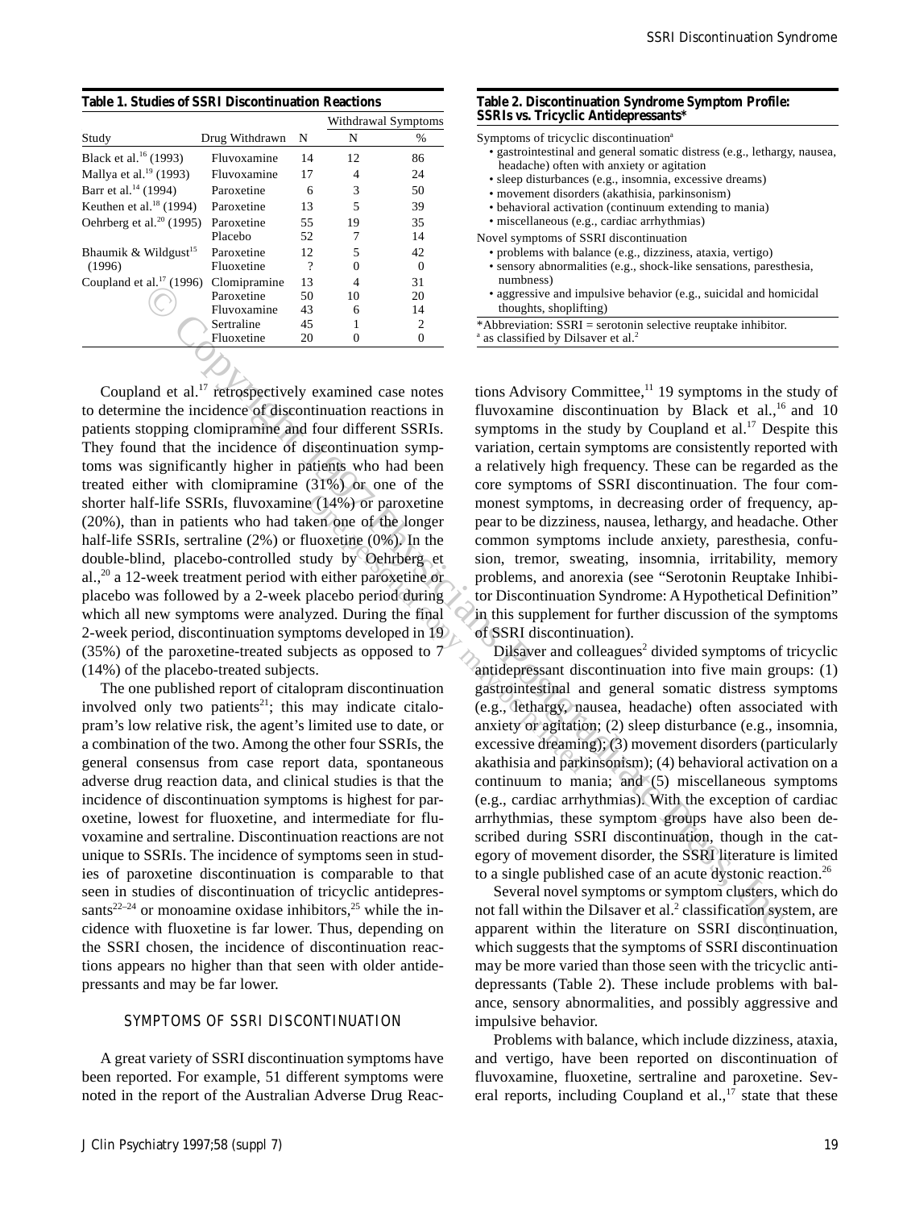**Table 1. Studies of SSRI Discontinuation Reactions**

| Study | Drug Withdrawn | N | Withdrawal Symptoms N | Withdrawal Symptoms % |
|---|---|---|---|---|
| Black et al.[16] (1993) | Fluvoxamine | 14 | 12 | 86 |
| Mallya et al.[19] (1993) | Fluvoxamine | 17 | 4 | 24 |
| Barr et al.[14] (1994) | Paroxetine | 6 | 3 | 50 |
| Keuthen et al.[18] (1994) | Paroxetine | 13 | 5 | 39 |
| Oehrberg et al.[20] (1995) | Paroxetine | 55 | 19 | 35 |
| | Placebo | 52 | 7 | 14 |
| Bhaumik & Wildgust[15] (1996) | Paroxetine | 12 | 5 | 42 |
| | Fluoxetine | ? | 0 | 0 |
| Coupland et al.[17] (1996) | Clomipramine | 13 | 4 | 31 |
| | Paroxetine | 50 | 10 | 20 |
| | Fluvoxamine | 43 | 6 | 14 |
| | Sertraline | 45 | 1 | 2 |
| | Fluoxetine | 20 | 0 | 0 |

**Table 2. Discontinuation Syndrome Symptom Profile: SSRIs vs. Tricyclic Antidepressants***

Symptoms of tricyclic discontinuation[a]
- gastrointestinal and general somatic distress (e.g., lethargy, nausea, headache) often with anxiety or agitation
- sleep disturbances (e.g., insomnia, excessive dreams)
- movement disorders (akathisia, parkinsonism)
- behavioral activation (continuum extending to mania)
- miscellaneous (e.g., cardiac arrhythmias)

Novel symptoms of SSRI discontinuation
- problems with balance (e.g., dizziness, ataxia, vertigo)
- sensory abnormalities (e.g., shock-like sensations, paresthesia, numbness)
- aggressive and impulsive behavior (e.g., suicidal and homicidal thoughts, shoplifting)

*Abbreviation: SSRI = serotonin selective reuptake inhibitor.
[a] as classified by Dilsaver et al.[2]

Coupland et al.[17] retrospectively examined case notes to determine the incidence of discontinuation reactions in patients stopping clomipramine and four different SSRIs. They found that the incidence of discontinuation symptoms was significantly higher in patients who had been treated either with clomipramine (31%) or one of the shorter half-life SSRIs, fluvoxamine (14%) or paroxetine (20%), than in patients who had taken one of the longer half-life SSRIs, sertraline (2%) or fluoxetine (0%). In the double-blind, placebo-controlled study by Oehrberg et al.,[20] a 12-week treatment period with either paroxetine or placebo was followed by a 2-week placebo period during which all new symptoms were analyzed. During the final 2-week period, discontinuation symptoms developed in 19 (35%) of the paroxetine-treated subjects as opposed to 7 (14%) of the placebo-treated subjects.

The one published report of citalopram discontinuation involved only two patients[21]; this may indicate citalopram's low relative risk, the agent's limited use to date, or a combination of the two. Among the other four SSRIs, the general consensus from case report data, spontaneous adverse drug reaction data, and clinical studies is that the incidence of discontinuation symptoms is highest for paroxetine, lowest for fluoxetine, and intermediate for fluvoxamine and sertraline. Discontinuation reactions are not unique to SSRIs. The incidence of symptoms seen in studies of paroxetine discontinuation is comparable to that seen in studies of discontinuation of tricyclic antidepressants[22–24] or monoamine oxidase inhibitors,[25] while the incidence with fluoxetine is far lower. Thus, depending on the SSRI chosen, the incidence of discontinuation reactions appears no higher than that seen with older antidepressants and may be far lower.

## SYMPTOMS OF SSRI DISCONTINUATION

A great variety of SSRI discontinuation symptoms have been reported. For example, 51 different symptoms were noted in the report of the Australian Adverse Drug Reactions Advisory Committee,[11] 19 symptoms in the study of fluvoxamine discontinuation by Black et al.,[16] and 10 symptoms in the study by Coupland et al.[17] Despite this variation, certain symptoms are consistently reported with a relatively high frequency. These can be regarded as the core symptoms of SSRI discontinuation. The four commonest symptoms, in decreasing order of frequency, appear to be dizziness, nausea, lethargy, and headache. Other common symptoms include anxiety, paresthesia, confusion, tremor, sweating, insomnia, irritability, memory problems, and anorexia (see "Serotonin Reuptake Inhibitor Discontinuation Syndrome: A Hypothetical Definition" in this supplement for further discussion of the symptoms of SSRI discontinuation).

Dilsaver and colleagues[2] divided symptoms of tricyclic antidepressant discontinuation into five main groups: (1) gastrointestinal and general somatic distress symptoms (e.g., lethargy, nausea, headache) often associated with anxiety or agitation; (2) sleep disturbance (e.g., insomnia, excessive dreaming); (3) movement disorders (particularly akathisia and parkinsonism); (4) behavioral activation on a continuum to mania; and (5) miscellaneous symptoms (e.g., cardiac arrhythmias). With the exception of cardiac arrhythmias, these symptom groups have also been described during SSRI discontinuation, though in the category of movement disorder, the SSRI literature is limited to a single published case of an acute dystonic reaction.[26]

Several novel symptoms or symptom clusters, which do not fall within the Dilsaver et al.[2] classification system, are apparent within the literature on SSRI discontinuation, which suggests that the symptoms of SSRI discontinuation may be more varied than those seen with the tricyclic antidepressants (Table 2). These include problems with balance, sensory abnormalities, and possibly aggressive and impulsive behavior.

Problems with balance, which include dizziness, ataxia, and vertigo, have been reported on discontinuation of fluvoxamine, fluoxetine, sertraline and paroxetine. Several reports, including Coupland et al.,[17] state that these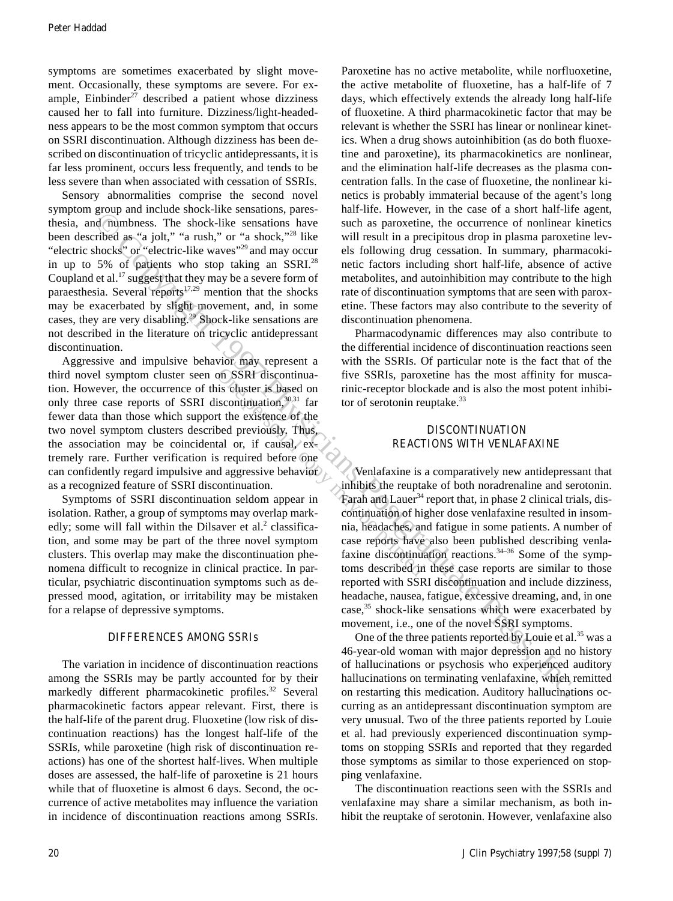symptoms are sometimes exacerbated by slight movement. Occasionally, these symptoms are severe. For example, Einbinder[27] described a patient whose dizziness caused her to fall into furniture. Dizziness/light-headedness appears to be the most common symptom that occurs on SSRI discontinuation. Although dizziness has been described on discontinuation of tricyclic antidepressants, it is far less prominent, occurs less frequently, and tends to be less severe than when associated with cessation of SSRIs.

Sensory abnormalities comprise the second novel symptom group and include shock-like sensations, paresthesia, and numbness. The shock-like sensations have been described as "a jolt," "a rush," or "a shock,"[28] like "electric shocks" or "electric-like waves"[29] and may occur in up to 5% of patients who stop taking an SSRI.[28] Coupland et al.[17] suggest that they may be a severe form of paraesthesia. Several reports[17,29] mention that the shocks may be exacerbated by slight movement, and, in some cases, they are very disabling.[29] Shock-like sensations are not described in the literature on tricyclic antidepressant discontinuation.

Aggressive and impulsive behavior may represent a third novel symptom cluster seen on SSRI discontinuation. However, the occurrence of this cluster is based on only three case reports of SSRI discontinuation,[30,31] far fewer data than those which support the existence of the two novel symptom clusters described previously. Thus, the association may be coincidental or, if causal, extremely rare. Further verification is required before one can confidently regard impulsive and aggressive behavior as a recognized feature of SSRI discontinuation.

Symptoms of SSRI discontinuation seldom appear in isolation. Rather, a group of symptoms may overlap markedly; some will fall within the Dilsaver et al.[2] classification, and some may be part of the three novel symptom clusters. This overlap may make the discontinuation phenomena difficult to recognize in clinical practice. In particular, psychiatric discontinuation symptoms such as depressed mood, agitation, or irritability may be mistaken for a relapse of depressive symptoms.

## DIFFERENCES AMONG SSRIs

The variation in incidence of discontinuation reactions among the SSRIs may be partly accounted for by their markedly different pharmacokinetic profiles.[32] Several pharmacokinetic factors appear relevant. First, there is the half-life of the parent drug. Fluoxetine (low risk of discontinuation reactions) has the longest half-life of the SSRIs, while paroxetine (high risk of discontinuation reactions) has one of the shortest half-lives. When multiple doses are assessed, the half-life of paroxetine is 21 hours while that of fluoxetine is almost 6 days. Second, the occurrence of active metabolites may influence the variation in incidence of discontinuation reactions among SSRIs. Paroxetine has no active metabolite, while norfluoxetine, the active metabolite of fluoxetine, has a half-life of 7 days, which effectively extends the already long half-life of fluoxetine. A third pharmacokinetic factor that may be relevant is whether the SSRI has linear or nonlinear kinetics. When a drug shows autoinhibition (as do both fluoxetine and paroxetine), its pharmacokinetics are nonlinear, and the elimination half-life decreases as the plasma concentration falls. In the case of fluoxetine, the nonlinear kinetics is probably immaterial because of the agent's long half-life. However, in the case of a short half-life agent, such as paroxetine, the occurrence of nonlinear kinetics will result in a precipitous drop in plasma paroxetine levels following drug cessation. In summary, pharmacokinetic factors including short half-life, absence of active metabolites, and autoinhibition may contribute to the high rate of discontinuation symptoms that are seen with paroxetine. These factors may also contribute to the severity of discontinuation phenomena.

Pharmacodynamic differences may also contribute to the differential incidence of discontinuation reactions seen with the SSRIs. Of particular note is the fact that of the five SSRIs, paroxetine has the most affinity for muscarinic-receptor blockade and is also the most potent inhibitor of serotonin reuptake.[33]

## DISCONTINUATION REACTIONS WITH VENLAFAXINE

Venlafaxine is a comparatively new antidepressant that inhibits the reuptake of both noradrenaline and serotonin. Farah and Lauer[34] report that, in phase 2 clinical trials, discontinuation of higher dose venlafaxine resulted in insomnia, headaches, and fatigue in some patients. A number of case reports have also been published describing venlafaxine discontinuation reactions.[34–36] Some of the symptoms described in these case reports are similar to those reported with SSRI discontinuation and include dizziness, headache, nausea, fatigue, excessive dreaming, and, in one case,[35] shock-like sensations which were exacerbated by movement, i.e., one of the novel SSRI symptoms.

One of the three patients reported by Louie et al.[35] was a 46-year-old woman with major depression and no history of hallucinations or psychosis who experienced auditory hallucinations on terminating venlafaxine, which remitted on restarting this medication. Auditory hallucinations occurring as an antidepressant discontinuation symptom are very unusual. Two of the three patients reported by Louie et al. had previously experienced discontinuation symptoms on stopping SSRIs and reported that they regarded those symptoms as similar to those experienced on stopping venlafaxine.

The discontinuation reactions seen with the SSRIs and venlafaxine may share a similar mechanism, as both inhibit the reuptake of serotonin. However, venlafaxine also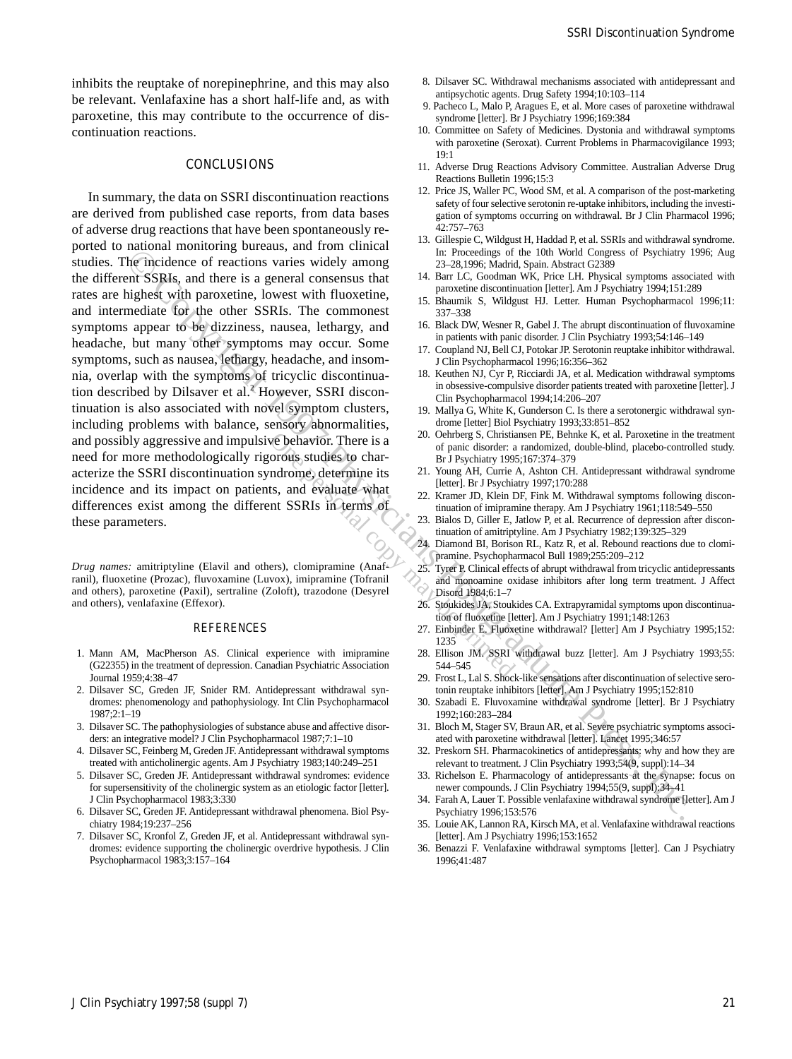inhibits the reuptake of norepinephrine, and this may also be relevant. Venlafaxine has a short half-life and, as with paroxetine, this may contribute to the occurrence of discontinuation reactions.

## CONCLUSIONS

In summary, the data on SSRI discontinuation reactions are derived from published case reports, from data bases of adverse drug reactions that have been spontaneously reported to national monitoring bureaus, and from clinical studies. The incidence of reactions varies widely among the different SSRIs, and there is a general consensus that rates are highest with paroxetine, lowest with fluoxetine, and intermediate for the other SSRIs. The commonest symptoms appear to be dizziness, nausea, lethargy, and headache, but many other symptoms may occur. Some symptoms, such as nausea, lethargy, headache, and insomnia, overlap with the symptoms of tricyclic discontinuation described by Dilsaver et al.[2] However, SSRI discontinuation is also associated with novel symptom clusters, including problems with balance, sensory abnormalities, and possibly aggressive and impulsive behavior. There is a need for more methodologically rigorous studies to characterize the SSRI discontinuation syndrome, determine its incidence and its impact on patients, and evaluate what differences exist among the different SSRIs in terms of these parameters.

*Drug names:* amitriptyline (Elavil and others), clomipramine (Anafranil), fluoxetine (Prozac), fluvoxamine (Luvox), imipramine (Tofranil and others), paroxetine (Paxil), sertraline (Zoloft), trazodone (Desyrel and others), venlafaxine (Effexor).

## REFERENCES

1. Mann AM, MacPherson AS. Clinical experience with imipramine (G22355) in the treatment of depression. Canadian Psychiatric Association Journal 1959;4:38–47
2. Dilsaver SC, Greden JF, Snider RM. Antidepressant withdrawal syndromes: phenomenology and pathophysiology. Int Clin Psychopharmacol 1987;2:1–19
3. Dilsaver SC. The pathophysiologies of substance abuse and affective disorders: an integrative model? J Clin Psychopharmacol 1987;7:1–10
4. Dilsaver SC, Feinberg M, Greden JF. Antidepressant withdrawal symptoms treated with anticholinergic agents. Am J Psychiatry 1983;140:249–251
5. Dilsaver SC, Greden JF. Antidepressant withdrawal syndromes: evidence for supersensitivity of the cholinergic system as an etiologic factor [letter]. J Clin Psychopharmacol 1983;3:330
6. Dilsaver SC, Greden JF. Antidepressant withdrawal phenomena. Biol Psychiatry 1984;19:237–256
7. Dilsaver SC, Kronfol Z, Greden JF, et al. Antidepressant withdrawal syndromes: evidence supporting the cholinergic overdrive hypothesis. J Clin Psychopharmacol 1983;3:157–164
8. Dilsaver SC. Withdrawal mechanisms associated with antidepressant and antipsychotic agents. Drug Safety 1994;10:103–114
9. Pacheco L, Malo P, Aragues E, et al. More cases of paroxetine withdrawal syndrome [letter]. Br J Psychiatry 1996;169:384
10. Committee on Safety of Medicines. Dystonia and withdrawal symptoms with paroxetine (Seroxat). Current Problems in Pharmacovigilance 1993;19:1
11. Adverse Drug Reactions Advisory Committee. Australian Adverse Drug Reactions Bulletin 1996;15:3
12. Price JS, Waller PC, Wood SM, et al. A comparison of the post-marketing safety of four selective serotonin re-uptake inhibitors, including the investigation of symptoms occurring on withdrawal. Br J Clin Pharmacol 1996;42:757–763
13. Gillespie C, Wildgust H, Haddad P, et al. SSRIs and withdrawal syndrome. In: Proceedings of the 10th World Congress of Psychiatry 1996; Aug 23–28,1996; Madrid, Spain. Abstract G2389
14. Barr LC, Goodman WK, Price LH. Physical symptoms associated with paroxetine discontinuation [letter]. Am J Psychiatry 1994;151:289
15. Bhaumik S, Wildgust HJ. Letter. Human Psychopharmacol 1996;11:337–338
16. Black DW, Wesner R, Gabel J. The abrupt discontinuation of fluvoxamine in patients with panic disorder. J Clin Psychiatry 1993;54:146–149
17. Coupland NJ, Bell CJ, Potokar JP. Serotonin reuptake inhibitor withdrawal. J Clin Psychopharmacol 1996;16:356–362
18. Keuthen NJ, Cyr P, Ricciardi JA, et al. Medication withdrawal symptoms in obsessive-compulsive disorder patients treated with paroxetine [letter]. J Clin Psychopharmacol 1994;14:206–207
19. Mallya G, White K, Gunderson C. Is there a serotonergic withdrawal syndrome [letter] Biol Psychiatry 1993;33:851–852
20. Oehrberg S, Christiansen PE, Behnke K, et al. Paroxetine in the treatment of panic disorder: a randomized, double-blind, placebo-controlled study. Br J Psychiatry 1995;167:374–379
21. Young AH, Currie A, Ashton CH. Antidepressant withdrawal syndrome [letter]. Br J Psychiatry 1997;170:288
22. Kramer JD, Klein DF, Fink M. Withdrawal symptoms following discontinuation of imipramine therapy. Am J Psychiatry 1961;118:549–550
23. Bialos D, Giller E, Jatlow P, et al. Recurrence of depression after discontinuation of amitriptyline. Am J Psychiatry 1982;139:325–329
24. Diamond BI, Borison RL, Katz R, et al. Rebound reactions due to clomipramine. Psychopharmacol Bull 1989;255:209–212
25. Tyrer P. Clinical effects of abrupt withdrawal from tricyclic antidepressants and monoamine oxidase inhibitors after long term treatment. J Affect Disord 1984;6:1–7
26. Stoukides JA, Stoukides CA. Extrapyramidal symptoms upon discontinuation of fluoxetine [letter]. Am J Psychiatry 1991;148:1263
27. Einbinder E. Fluoxetine withdrawal? [letter] Am J Psychiatry 1995;152:1235
28. Ellison JM. SSRI withdrawal buzz [letter]. Am J Psychiatry 1993;55:544–545
29. Frost L, Lal S. Shock-like sensations after discontinuation of selective serotonin reuptake inhibitors [letter]. Am J Psychiatry 1995;152:810
30. Szabadi E. Fluvoxamine withdrawal syndrome [letter]. Br J Psychiatry 1992;160:283–284
31. Bloch M, Stager SV, Braun AR, et al. Severe psychiatric symptoms associated with paroxetine withdrawal [letter]. Lancet 1995;346:57
32. Preskorn SH. Pharmacokinetics of antidepressants: why and how they are relevant to treatment. J Clin Psychiatry 1993;54(9, suppl):14–34
33. Richelson E. Pharmacology of antidepressants at the synapse: focus on newer compounds. J Clin Psychiatry 1994;55(9, suppl):34–41
34. Farah A, Lauer T. Possible venlafaxine withdrawal syndrome [letter]. Am J Psychiatry 1996;153:576
35. Louie AK, Lannon RA, Kirsch MA, et al. Venlafaxine withdrawal reactions [letter]. Am J Psychiatry 1996;153:1652
36. Benazzi F. Venlafaxine withdrawal symptoms [letter]. Can J Psychiatry 1996;41:487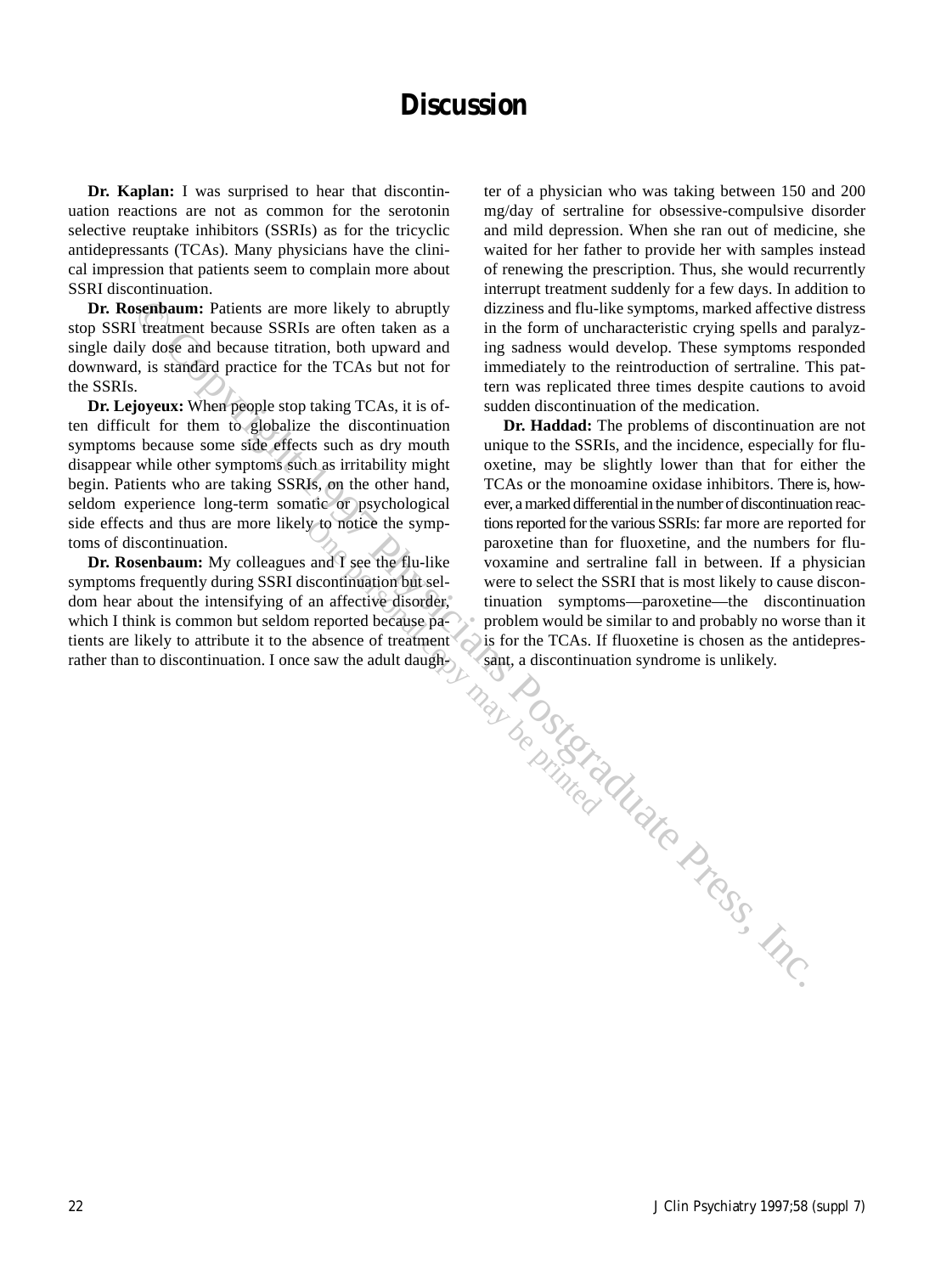# Discussion

**Dr. Kaplan:** I was surprised to hear that discontinuation reactions are not as common for the serotonin selective reuptake inhibitors (SSRIs) as for the tricyclic antidepressants (TCAs). Many physicians have the clinical impression that patients seem to complain more about SSRI discontinuation.

**Dr. Rosenbaum:** Patients are more likely to abruptly stop SSRI treatment because SSRIs are often taken as a single daily dose and because titration, both upward and downward, is standard practice for the TCAs but not for the SSRIs.

**Dr. Lejoyeux:** When people stop taking TCAs, it is often difficult for them to globalize the discontinuation symptoms because some side effects such as dry mouth disappear while other symptoms such as irritability might begin. Patients who are taking SSRIs, on the other hand, seldom experience long-term somatic or psychological side effects and thus are more likely to notice the symptoms of discontinuation.

**Dr. Rosenbaum:** My colleagues and I see the flu-like symptoms frequently during SSRI discontinuation but seldom hear about the intensifying of an affective disorder, which I think is common but seldom reported because patients are likely to attribute it to the absence of treatment rather than to discontinuation. I once saw the adult daughter of a physician who was taking between 150 and 200 mg/day of sertraline for obsessive-compulsive disorder and mild depression. When she ran out of medicine, she waited for her father to provide her with samples instead of renewing the prescription. Thus, she would recurrently interrupt treatment suddenly for a few days. In addition to dizziness and flu-like symptoms, marked affective distress in the form of uncharacteristic crying spells and paralyzing sadness would develop. These symptoms responded immediately to the reintroduction of sertraline. This pattern was replicated three times despite cautions to avoid sudden discontinuation of the medication.

**Dr. Haddad:** The problems of discontinuation are not unique to the SSRIs, and the incidence, especially for fluoxetine, may be slightly lower than that for either the TCAs or the monoamine oxidase inhibitors. There is, however, a marked differential in the number of discontinuation reactions reported for the various SSRIs: far more are reported for paroxetine than for fluoxetine, and the numbers for fluvoxamine and sertraline fall in between. If a physician were to select the SSRI that is most likely to cause discontinuation symptoms—paroxetine—the discontinuation problem would be similar to and probably no worse than it is for the TCAs. If fluoxetine is chosen as the antidepressant, a discontinuation syndrome is unlikely.